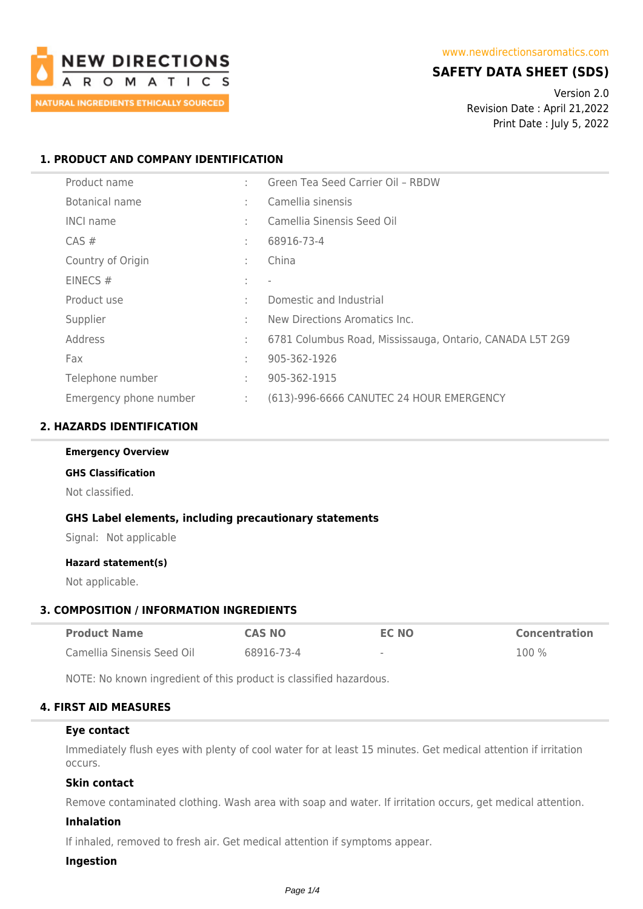NEW DIRECTIONS AROMATICS
NATURAL INGREDIENTS ETHICALLY SOURCED

www.newdirectionsaromatics.com

# SAFETY DATA SHEET (SDS)

Version 2.0
Revision Date : April 21,2022
Print Date : July 5, 2022

## 1. PRODUCT AND COMPANY IDENTIFICATION

| | | |
|---|---|---|
| Product name | : | Green Tea Seed Carrier Oil – RBDW |
| Botanical name | : | Camellia sinensis |
| INCI name | : | Camellia Sinensis Seed Oil |
| CAS # | : | 68916-73-4 |
| Country of Origin | : | China |
| EINECS # | : | - |
| Product use | : | Domestic and Industrial |
| Supplier | : | New Directions Aromatics Inc. |
| Address | : | 6781 Columbus Road, Mississauga, Ontario, CANADA L5T 2G9 |
| Fax | : | 905-362-1926 |
| Telephone number | : | 905-362-1915 |
| Emergency phone number | : | (613)-996-6666 CANUTEC 24 HOUR EMERGENCY |

## 2. HAZARDS IDENTIFICATION

**Emergency Overview**

**GHS Classification**

Not classified.

### GHS Label elements, including precautionary statements

Signal: Not applicable

**Hazard statement(s)**

Not applicable.

## 3. COMPOSITION / INFORMATION INGREDIENTS

| Product Name | CAS NO | EC NO | Concentration |
|---|---|---|---|
| Camellia Sinensis Seed Oil | 68916-73-4 | - | 100 % |

NOTE: No known ingredient of this product is classified hazardous.

## 4. FIRST AID MEASURES

### Eye contact

Immediately flush eyes with plenty of cool water for at least 15 minutes. Get medical attention if irritation occurs.

### Skin contact

Remove contaminated clothing. Wash area with soap and water. If irritation occurs, get medical attention.

### Inhalation

If inhaled, removed to fresh air. Get medical attention if symptoms appear.

### Ingestion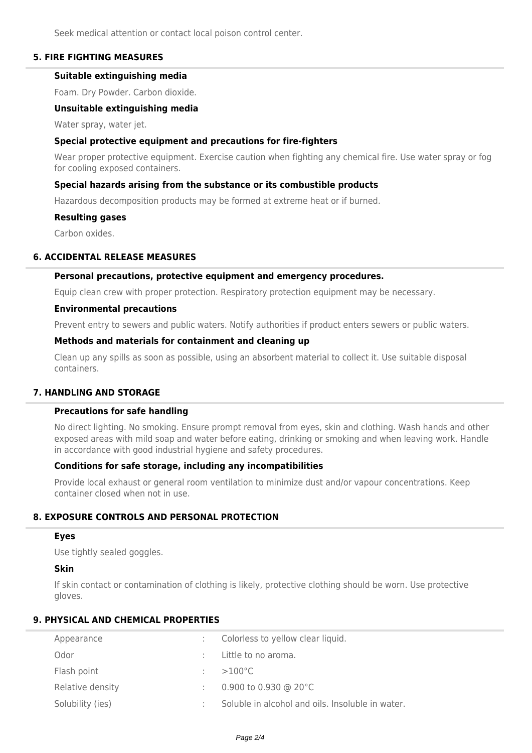Seek medical attention or contact local poison control center.

## 5. FIRE FIGHTING MEASURES

### Suitable extinguishing media

Foam. Dry Powder. Carbon dioxide.

### Unsuitable extinguishing media

Water spray, water jet.

### Special protective equipment and precautions for fire-fighters

Wear proper protective equipment. Exercise caution when fighting any chemical fire. Use water spray or fog for cooling exposed containers.

### Special hazards arising from the substance or its combustible products

Hazardous decomposition products may be formed at extreme heat or if burned.

### Resulting gases

Carbon oxides.

## 6. ACCIDENTAL RELEASE MEASURES

### Personal precautions, protective equipment and emergency procedures.

Equip clean crew with proper protection. Respiratory protection equipment may be necessary.

### Environmental precautions

Prevent entry to sewers and public waters. Notify authorities if product enters sewers or public waters.

### Methods and materials for containment and cleaning up

Clean up any spills as soon as possible, using an absorbent material to collect it. Use suitable disposal containers.

## 7. HANDLING AND STORAGE

### Precautions for safe handling

No direct lighting. No smoking. Ensure prompt removal from eyes, skin and clothing. Wash hands and other exposed areas with mild soap and water before eating, drinking or smoking and when leaving work. Handle in accordance with good industrial hygiene and safety procedures.

### Conditions for safe storage, including any incompatibilities

Provide local exhaust or general room ventilation to minimize dust and/or vapour concentrations. Keep container closed when not in use.

## 8. EXPOSURE CONTROLS AND PERSONAL PROTECTION

### Eyes

Use tightly sealed goggles.

### Skin

If skin contact or contamination of clothing is likely, protective clothing should be worn. Use protective gloves.

## 9. PHYSICAL AND CHEMICAL PROPERTIES

| | | |
|---|---|---|
| Appearance | : | Colorless to yellow clear liquid. |
| Odor | : | Little to no aroma. |
| Flash point | : | >100°C |
| Relative density | : | 0.900 to 0.930 @ 20°C |
| Solubility (ies) | : | Soluble in alcohol and oils. Insoluble in water. |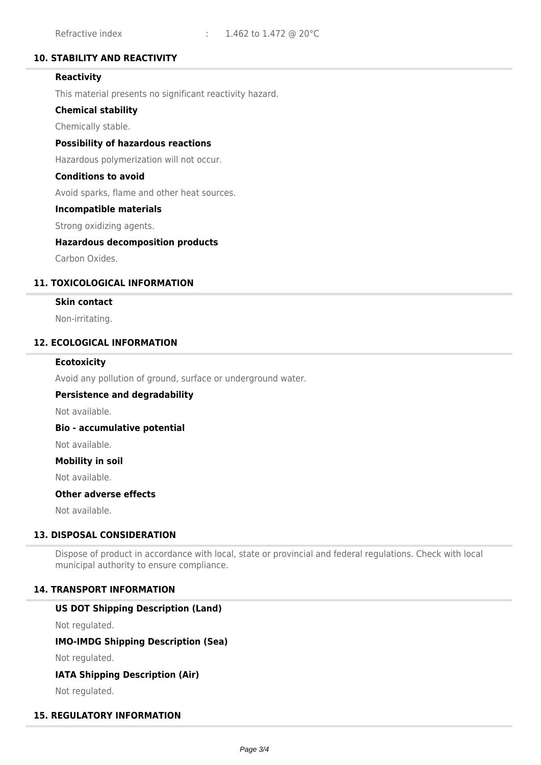Refractive index : 1.462 to 1.472 @ 20°C

## 10. STABILITY AND REACTIVITY

**Reactivity**

This material presents no significant reactivity hazard.

**Chemical stability**

Chemically stable.

**Possibility of hazardous reactions**

Hazardous polymerization will not occur.

**Conditions to avoid**

Avoid sparks, flame and other heat sources.

**Incompatible materials**

Strong oxidizing agents.

**Hazardous decomposition products**

Carbon Oxides.

## 11. TOXICOLOGICAL INFORMATION

**Skin contact**

Non-irritating.

## 12. ECOLOGICAL INFORMATION

**Ecotoxicity**

Avoid any pollution of ground, surface or underground water.

**Persistence and degradability**

Not available.

**Bio - accumulative potential**

Not available.

**Mobility in soil**

Not available.

**Other adverse effects**

Not available.

## 13. DISPOSAL CONSIDERATION

Dispose of product in accordance with local, state or provincial and federal regulations. Check with local municipal authority to ensure compliance.

## 14. TRANSPORT INFORMATION

**US DOT Shipping Description (Land)**

Not regulated.

**IMO-IMDG Shipping Description (Sea)**

Not regulated.

**IATA Shipping Description (Air)**

Not regulated.

## 15. REGULATORY INFORMATION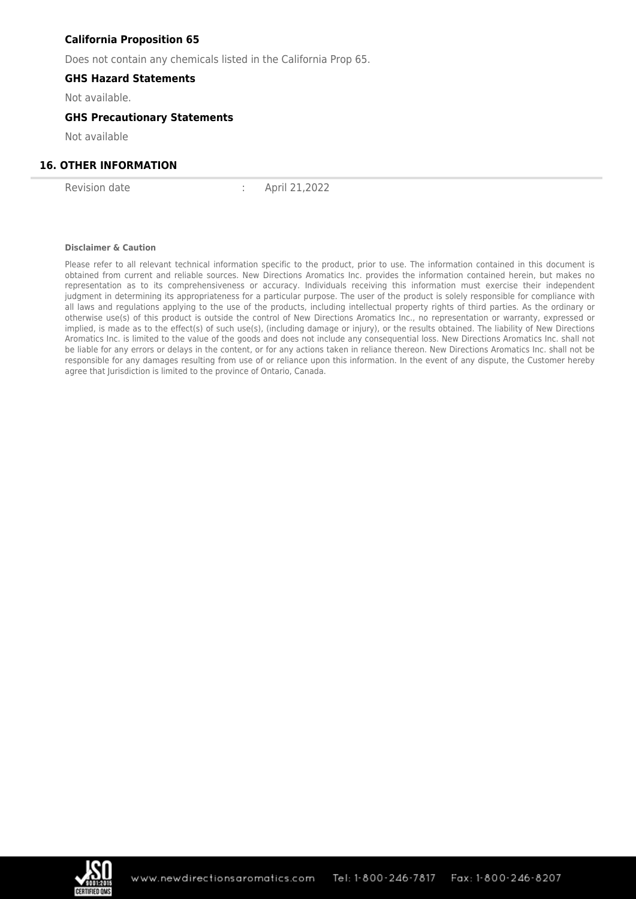### California Proposition 65

Does not contain any chemicals listed in the California Prop 65.

### GHS Hazard Statements

Not available.

### GHS Precautionary Statements

Not available

## 16. OTHER INFORMATION

| | | |
|---|---|---|
| Revision date | : | April 21,2022 |

**Disclaimer & Caution**

Please refer to all relevant technical information specific to the product, prior to use. The information contained in this document is obtained from current and reliable sources. New Directions Aromatics Inc. provides the information contained herein, but makes no representation as to its comprehensiveness or accuracy. Individuals receiving this information must exercise their independent judgment in determining its appropriateness for a particular purpose. The user of the product is solely responsible for compliance with all laws and regulations applying to the use of the products, including intellectual property rights of third parties. As the ordinary or otherwise use(s) of this product is outside the control of New Directions Aromatics Inc., no representation or warranty, expressed or implied, is made as to the effect(s) of such use(s), (including damage or injury), or the results obtained. The liability of New Directions Aromatics Inc. is limited to the value of the goods and does not include any consequential loss. New Directions Aromatics Inc. shall not be liable for any errors or delays in the content, or for any actions taken in reliance thereon. New Directions Aromatics Inc. shall not be responsible for any damages resulting from use of or reliance upon this information. In the event of any dispute, the Customer hereby agree that Jurisdiction is limited to the province of Ontario, Canada.